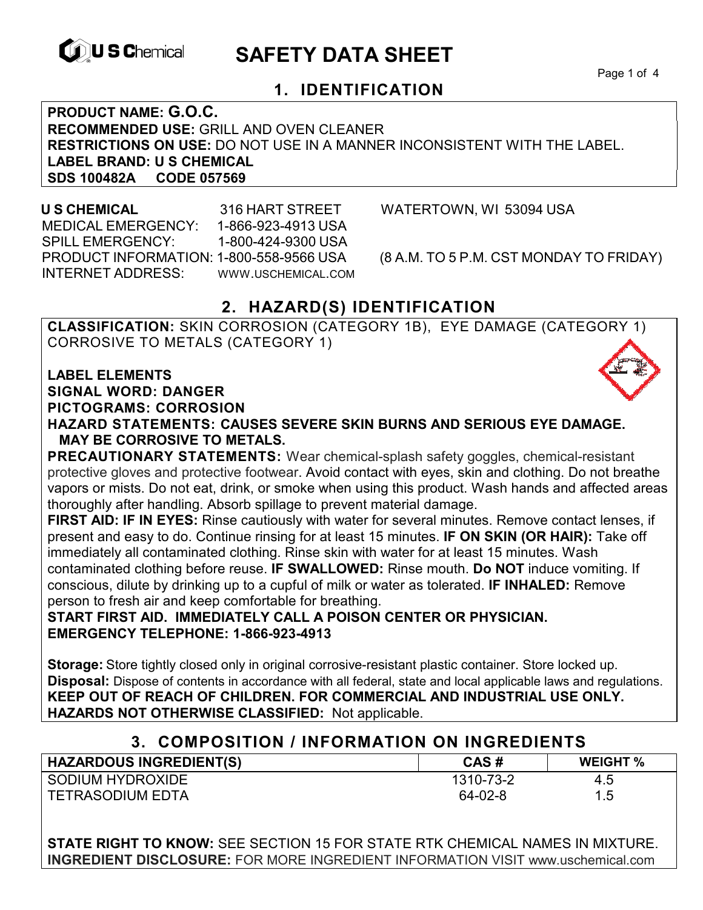# SAFETY DATA SHEET

## 1. IDENTIFICATION

**PRODUCT NAME: G.O.C.**
**RECOMMENDED USE:** GRILL AND OVEN CLEANER
**RESTRICTIONS ON USE:** DO NOT USE IN A MANNER INCONSISTENT WITH THE LABEL.
**LABEL BRAND: U S CHEMICAL**
**SDS 100482A CODE 057569**

**U S CHEMICAL** 316 HART STREET WATERTOWN, WI 53094 USA
MEDICAL EMERGENCY: 1-866-923-4913 USA
SPILL EMERGENCY: 1-800-424-9300 USA
PRODUCT INFORMATION: 1-800-558-9566 USA (8 A.M. TO 5 P.M. CST MONDAY TO FRIDAY)
INTERNET ADDRESS: WWW.USCHEMICAL.COM

## 2. HAZARD(S) IDENTIFICATION

**CLASSIFICATION:** SKIN CORROSION (CATEGORY 1B), EYE DAMAGE (CATEGORY 1) CORROSIVE TO METALS (CATEGORY 1)

**LABEL ELEMENTS**
**SIGNAL WORD: DANGER**
**PICTOGRAMS: CORROSION**
**HAZARD STATEMENTS: CAUSES SEVERE SKIN BURNS AND SERIOUS EYE DAMAGE. MAY BE CORROSIVE TO METALS.**

**PRECAUTIONARY STATEMENTS:** Wear chemical-splash safety goggles, chemical-resistant protective gloves and protective footwear. Avoid contact with eyes, skin and clothing. Do not breathe vapors or mists. Do not eat, drink, or smoke when using this product. Wash hands and affected areas thoroughly after handling. Absorb spillage to prevent material damage.

**FIRST AID: IF IN EYES:** Rinse cautiously with water for several minutes. Remove contact lenses, if present and easy to do. Continue rinsing for at least 15 minutes. **IF ON SKIN (OR HAIR):** Take off immediately all contaminated clothing. Rinse skin with water for at least 15 minutes. Wash contaminated clothing before reuse. **IF SWALLOWED:** Rinse mouth. **Do NOT** induce vomiting. If conscious, dilute by drinking up to a cupful of milk or water as tolerated. **IF INHALED:** Remove person to fresh air and keep comfortable for breathing.

**START FIRST AID. IMMEDIATELY CALL A POISON CENTER OR PHYSICIAN.**
**EMERGENCY TELEPHONE: 1-866-923-4913**

**Storage:** Store tightly closed only in original corrosive-resistant plastic container. Store locked up.
**Disposal:** Dispose of contents in accordance with all federal, state and local applicable laws and regulations.
**KEEP OUT OF REACH OF CHILDREN. FOR COMMERCIAL AND INDUSTRIAL USE ONLY.**
**HAZARDS NOT OTHERWISE CLASSIFIED:** Not applicable.

## 3. COMPOSITION / INFORMATION ON INGREDIENTS

| HAZARDOUS INGREDIENT(S) | CAS # | WEIGHT % |
|---|---|---|
| SODIUM HYDROXIDE | 1310-73-2 | 4.5 |
| TETRASODIUM EDTA | 64-02-8 | 1.5 |

**STATE RIGHT TO KNOW:** SEE SECTION 15 FOR STATE RTK CHEMICAL NAMES IN MIXTURE.
**INGREDIENT DISCLOSURE:** FOR MORE INGREDIENT INFORMATION VISIT www.uschemical.com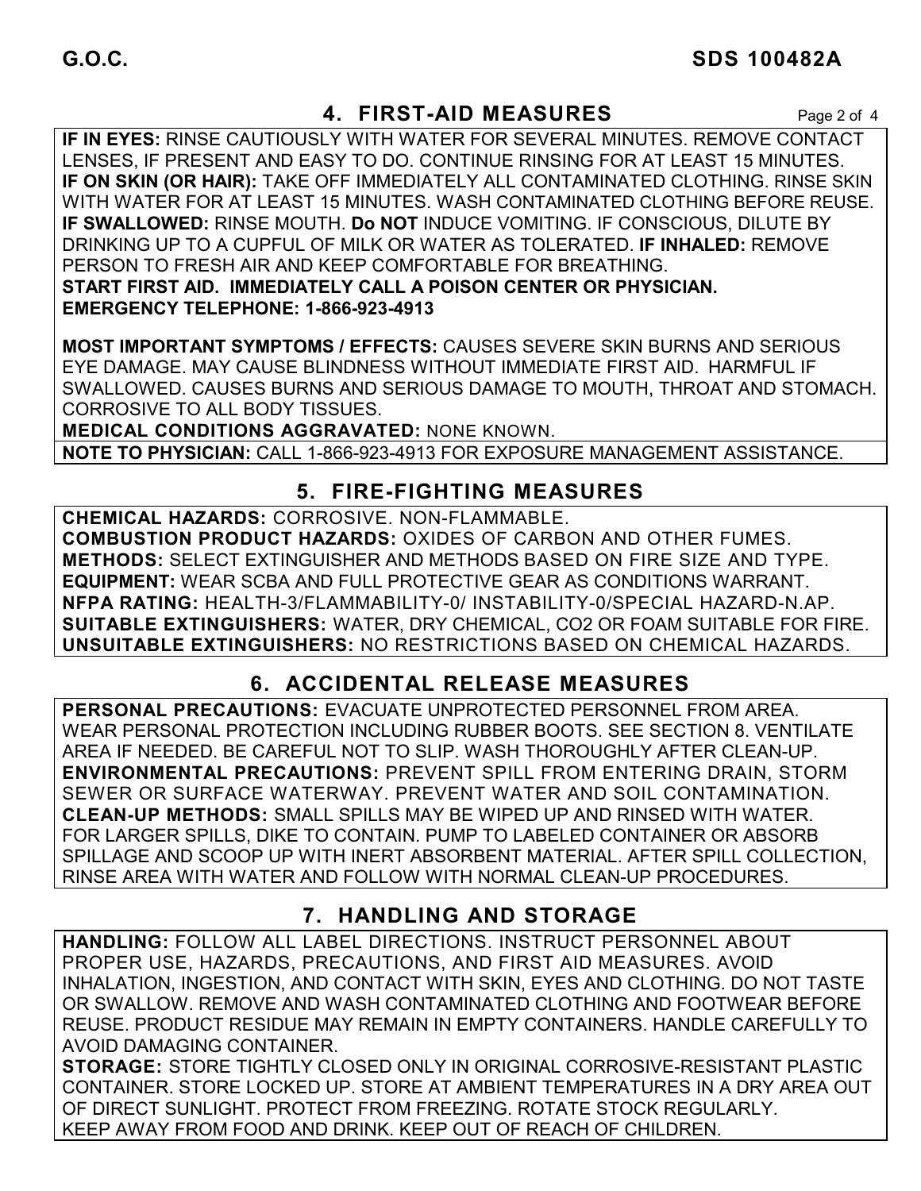## 4. FIRST-AID MEASURES

**IF IN EYES:** RINSE CAUTIOUSLY WITH WATER FOR SEVERAL MINUTES. REMOVE CONTACT LENSES, IF PRESENT AND EASY TO DO. CONTINUE RINSING FOR AT LEAST 15 MINUTES.
**IF ON SKIN (OR HAIR):** TAKE OFF IMMEDIATELY ALL CONTAMINATED CLOTHING. RINSE SKIN WITH WATER FOR AT LEAST 15 MINUTES. WASH CONTAMINATED CLOTHING BEFORE REUSE.
**IF SWALLOWED:** RINSE MOUTH. **Do NOT** INDUCE VOMITING. IF CONSCIOUS, DILUTE BY DRINKING UP TO A CUPFUL OF MILK OR WATER AS TOLERATED. **IF INHALED:** REMOVE PERSON TO FRESH AIR AND KEEP COMFORTABLE FOR BREATHING.
**START FIRST AID. IMMEDIATELY CALL A POISON CENTER OR PHYSICIAN.**
**EMERGENCY TELEPHONE: 1-866-923-4913**

**MOST IMPORTANT SYMPTOMS / EFFECTS:** CAUSES SEVERE SKIN BURNS AND SERIOUS EYE DAMAGE. MAY CAUSE BLINDNESS WITHOUT IMMEDIATE FIRST AID. HARMFUL IF SWALLOWED. CAUSES BURNS AND SERIOUS DAMAGE TO MOUTH, THROAT AND STOMACH. CORROSIVE TO ALL BODY TISSUES.
**MEDICAL CONDITIONS AGGRAVATED:** NONE KNOWN.
**NOTE TO PHYSICIAN:** CALL 1-866-923-4913 FOR EXPOSURE MANAGEMENT ASSISTANCE.

## 5. FIRE-FIGHTING MEASURES

**CHEMICAL HAZARDS:** CORROSIVE. NON-FLAMMABLE.
**COMBUSTION PRODUCT HAZARDS:** OXIDES OF CARBON AND OTHER FUMES.
**METHODS:** SELECT EXTINGUISHER AND METHODS BASED ON FIRE SIZE AND TYPE.
**EQUIPMENT:** WEAR SCBA AND FULL PROTECTIVE GEAR AS CONDITIONS WARRANT.
**NFPA RATING:** HEALTH-3/FLAMMABILITY-0/ INSTABILITY-0/SPECIAL HAZARD-N.AP.
**SUITABLE EXTINGUISHERS:** WATER, DRY CHEMICAL, CO2 OR FOAM SUITABLE FOR FIRE.
**UNSUITABLE EXTINGUISHERS:** NO RESTRICTIONS BASED ON CHEMICAL HAZARDS.

## 6. ACCIDENTAL RELEASE MEASURES

**PERSONAL PRECAUTIONS:** EVACUATE UNPROTECTED PERSONNEL FROM AREA. WEAR PERSONAL PROTECTION INCLUDING RUBBER BOOTS. SEE SECTION 8. VENTILATE AREA IF NEEDED. BE CAREFUL NOT TO SLIP. WASH THOROUGHLY AFTER CLEAN-UP.
**ENVIRONMENTAL PRECAUTIONS:** PREVENT SPILL FROM ENTERING DRAIN, STORM SEWER OR SURFACE WATERWAY. PREVENT WATER AND SOIL CONTAMINATION.
**CLEAN-UP METHODS:** SMALL SPILLS MAY BE WIPED UP AND RINSED WITH WATER. FOR LARGER SPILLS, DIKE TO CONTAIN. PUMP TO LABELED CONTAINER OR ABSORB SPILLAGE AND SCOOP UP WITH INERT ABSORBENT MATERIAL. AFTER SPILL COLLECTION, RINSE AREA WITH WATER AND FOLLOW WITH NORMAL CLEAN-UP PROCEDURES.

## 7. HANDLING AND STORAGE

**HANDLING:** FOLLOW ALL LABEL DIRECTIONS. INSTRUCT PERSONNEL ABOUT PROPER USE, HAZARDS, PRECAUTIONS, AND FIRST AID MEASURES. AVOID INHALATION, INGESTION, AND CONTACT WITH SKIN, EYES AND CLOTHING. DO NOT TASTE OR SWALLOW. REMOVE AND WASH CONTAMINATED CLOTHING AND FOOTWEAR BEFORE REUSE. PRODUCT RESIDUE MAY REMAIN IN EMPTY CONTAINERS. HANDLE CAREFULLY TO AVOID DAMAGING CONTAINER.
**STORAGE:** STORE TIGHTLY CLOSED ONLY IN ORIGINAL CORROSIVE-RESISTANT PLASTIC CONTAINER. STORE LOCKED UP. STORE AT AMBIENT TEMPERATURES IN A DRY AREA OUT OF DIRECT SUNLIGHT. PROTECT FROM FREEZING. ROTATE STOCK REGULARLY. KEEP AWAY FROM FOOD AND DRINK. KEEP OUT OF REACH OF CHILDREN.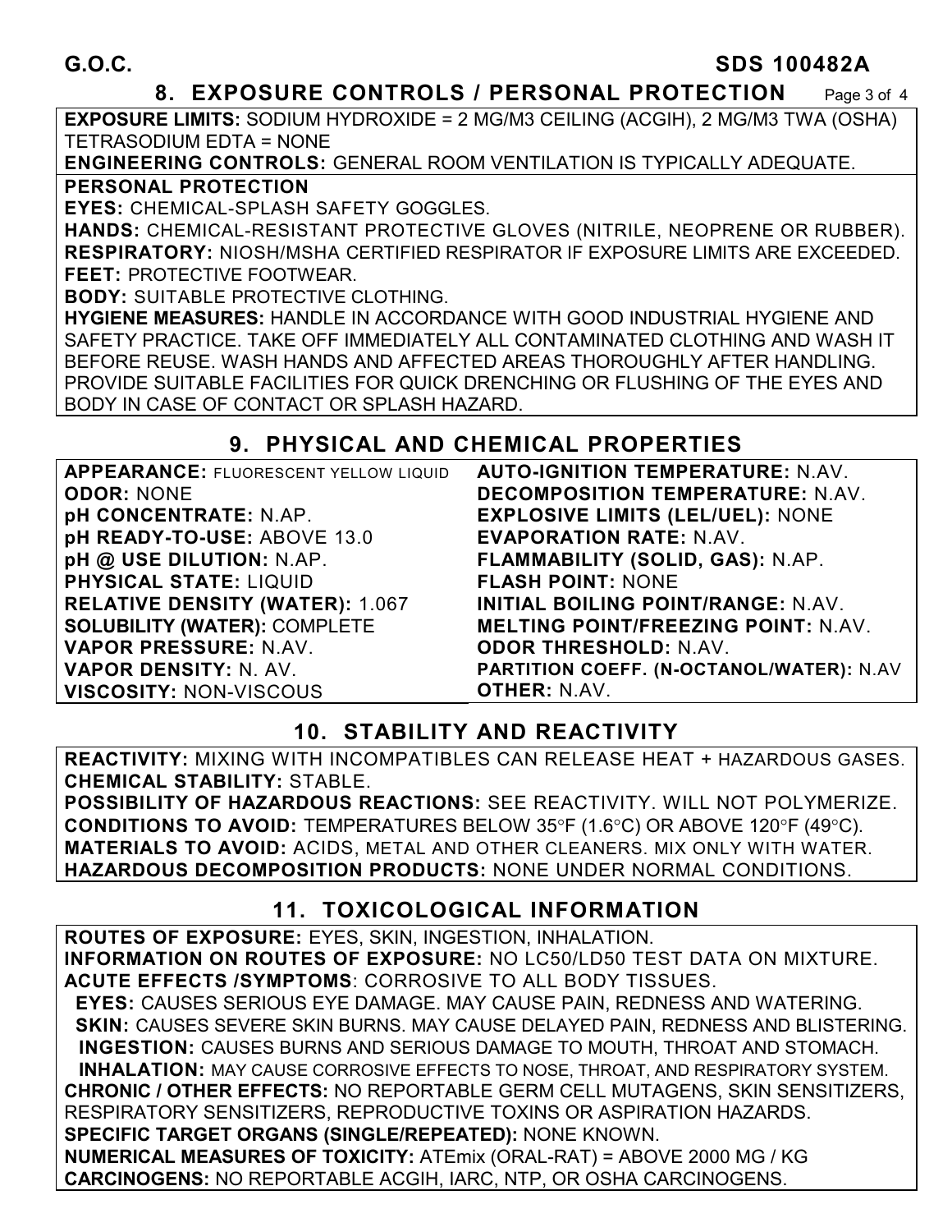## 8. EXPOSURE CONTROLS / PERSONAL PROTECTION

**EXPOSURE LIMITS:** SODIUM HYDROXIDE = 2 MG/M3 CEILING (ACGIH), 2 MG/M3 TWA (OSHA) TETRASODIUM EDTA = NONE

**ENGINEERING CONTROLS:** GENERAL ROOM VENTILATION IS TYPICALLY ADEQUATE.

**PERSONAL PROTECTION**

**EYES:** CHEMICAL-SPLASH SAFETY GOGGLES.

**HANDS:** CHEMICAL-RESISTANT PROTECTIVE GLOVES (NITRILE, NEOPRENE OR RUBBER).

**RESPIRATORY:** NIOSH/MSHA CERTIFIED RESPIRATOR IF EXPOSURE LIMITS ARE EXCEEDED.

**FEET:** PROTECTIVE FOOTWEAR.

**BODY:** SUITABLE PROTECTIVE CLOTHING.

**HYGIENE MEASURES:** HANDLE IN ACCORDANCE WITH GOOD INDUSTRIAL HYGIENE AND SAFETY PRACTICE. TAKE OFF IMMEDIATELY ALL CONTAMINATED CLOTHING AND WASH IT BEFORE REUSE. WASH HANDS AND AFFECTED AREAS THOROUGHLY AFTER HANDLING. PROVIDE SUITABLE FACILITIES FOR QUICK DRENCHING OR FLUSHING OF THE EYES AND BODY IN CASE OF CONTACT OR SPLASH HAZARD.

## 9. PHYSICAL AND CHEMICAL PROPERTIES

**APPEARANCE:** FLUORESCENT YELLOW LIQUID

**ODOR:** NONE

**pH CONCENTRATE:** N.AP.

**pH READY-TO-USE:** ABOVE 13.0

**pH @ USE DILUTION:** N.AP.

**PHYSICAL STATE:** LIQUID

**RELATIVE DENSITY (WATER):** 1.067

**SOLUBILITY (WATER):** COMPLETE

**VAPOR PRESSURE:** N.AV.

**VAPOR DENSITY:** N. AV.

**VISCOSITY:** NON-VISCOUS

**AUTO-IGNITION TEMPERATURE:** N.AV.

**DECOMPOSITION TEMPERATURE:** N.AV.

**EXPLOSIVE LIMITS (LEL/UEL):** NONE

**EVAPORATION RATE:** N.AV.

**FLAMMABILITY (SOLID, GAS):** N.AP.

**FLASH POINT:** NONE

**INITIAL BOILING POINT/RANGE:** N.AV.

**MELTING POINT/FREEZING POINT:** N.AV.

**ODOR THRESHOLD:** N.AV.

**PARTITION COEFF. (N-OCTANOL/WATER):** N.AV

**OTHER:** N.AV.

## 10. STABILITY AND REACTIVITY

**REACTIVITY:** MIXING WITH INCOMPATIBLES CAN RELEASE HEAT + HAZARDOUS GASES.

**CHEMICAL STABILITY:** STABLE.

**POSSIBILITY OF HAZARDOUS REACTIONS:** SEE REACTIVITY. WILL NOT POLYMERIZE.

**CONDITIONS TO AVOID:** TEMPERATURES BELOW 35°F (1.6°C) OR ABOVE 120°F (49°C).

**MATERIALS TO AVOID:** ACIDS, METAL AND OTHER CLEANERS. MIX ONLY WITH WATER.

**HAZARDOUS DECOMPOSITION PRODUCTS:** NONE UNDER NORMAL CONDITIONS.

## 11. TOXICOLOGICAL INFORMATION

**ROUTES OF EXPOSURE:** EYES, SKIN, INGESTION, INHALATION.

**INFORMATION ON ROUTES OF EXPOSURE:** NO LC50/LD50 TEST DATA ON MIXTURE.

**ACUTE EFFECTS /SYMPTOMS**: CORROSIVE TO ALL BODY TISSUES.

**EYES:** CAUSES SERIOUS EYE DAMAGE. MAY CAUSE PAIN, REDNESS AND WATERING.

**SKIN:** CAUSES SEVERE SKIN BURNS. MAY CAUSE DELAYED PAIN, REDNESS AND BLISTERING.

**INGESTION:** CAUSES BURNS AND SERIOUS DAMAGE TO MOUTH, THROAT AND STOMACH.

**INHALATION:** MAY CAUSE CORROSIVE EFFECTS TO NOSE, THROAT, AND RESPIRATORY SYSTEM.

**CHRONIC / OTHER EFFECTS:** NO REPORTABLE GERM CELL MUTAGENS, SKIN SENSITIZERS, RESPIRATORY SENSITIZERS, REPRODUCTIVE TOXINS OR ASPIRATION HAZARDS.

**SPECIFIC TARGET ORGANS (SINGLE/REPEATED):** NONE KNOWN.

**NUMERICAL MEASURES OF TOXICITY:** ATEmix (ORAL-RAT) = ABOVE 2000 MG / KG

**CARCINOGENS:** NO REPORTABLE ACGIH, IARC, NTP, OR OSHA CARCINOGENS.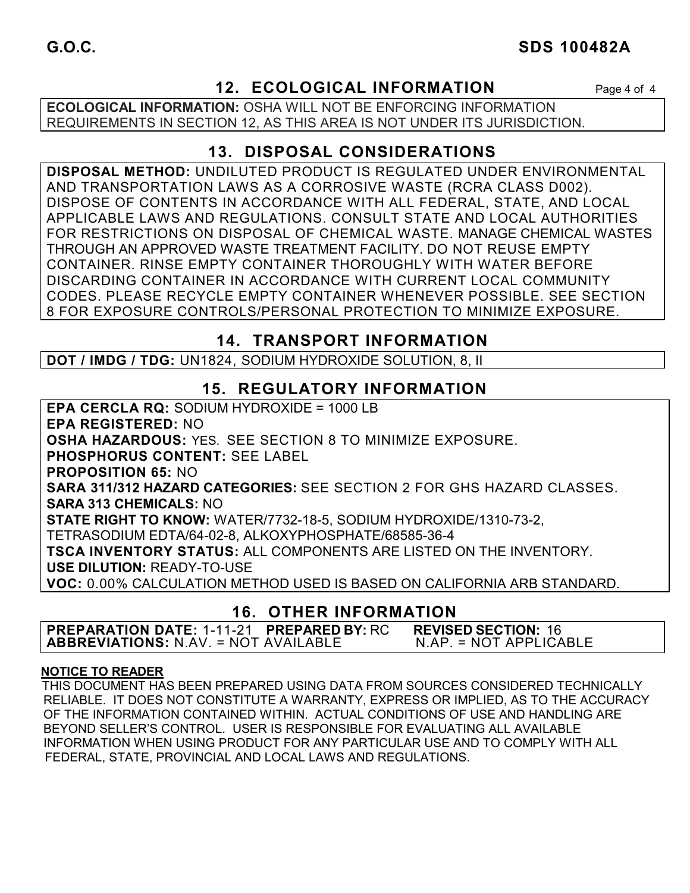## 12. ECOLOGICAL INFORMATION

**ECOLOGICAL INFORMATION:** OSHA WILL NOT BE ENFORCING INFORMATION REQUIREMENTS IN SECTION 12, AS THIS AREA IS NOT UNDER ITS JURISDICTION.

## 13. DISPOSAL CONSIDERATIONS

**DISPOSAL METHOD:** UNDILUTED PRODUCT IS REGULATED UNDER ENVIRONMENTAL AND TRANSPORTATION LAWS AS A CORROSIVE WASTE (RCRA CLASS D002). DISPOSE OF CONTENTS IN ACCORDANCE WITH ALL FEDERAL, STATE, AND LOCAL APPLICABLE LAWS AND REGULATIONS. CONSULT STATE AND LOCAL AUTHORITIES FOR RESTRICTIONS ON DISPOSAL OF CHEMICAL WASTE. MANAGE CHEMICAL WASTES THROUGH AN APPROVED WASTE TREATMENT FACILITY. DO NOT REUSE EMPTY CONTAINER. RINSE EMPTY CONTAINER THOROUGHLY WITH WATER BEFORE DISCARDING CONTAINER IN ACCORDANCE WITH CURRENT LOCAL COMMUNITY CODES. PLEASE RECYCLE EMPTY CONTAINER WHENEVER POSSIBLE. SEE SECTION 8 FOR EXPOSURE CONTROLS/PERSONAL PROTECTION TO MINIMIZE EXPOSURE.

## 14. TRANSPORT INFORMATION

**DOT / IMDG / TDG:** UN1824, SODIUM HYDROXIDE SOLUTION, 8, II

## 15. REGULATORY INFORMATION

**EPA CERCLA RQ:** SODIUM HYDROXIDE = 1000 LB
**EPA REGISTERED:** NO
**OSHA HAZARDOUS:** YES. SEE SECTION 8 TO MINIMIZE EXPOSURE.
**PHOSPHORUS CONTENT:** SEE LABEL
**PROPOSITION 65:** NO
**SARA 311/312 HAZARD CATEGORIES:** SEE SECTION 2 FOR GHS HAZARD CLASSES.
**SARA 313 CHEMICALS:** NO
**STATE RIGHT TO KNOW:** WATER/7732-18-5, SODIUM HYDROXIDE/1310-73-2, TETRASODIUM EDTA/64-02-8, ALKOXYPHOSPHATE/68585-36-4
**TSCA INVENTORY STATUS:** ALL COMPONENTS ARE LISTED ON THE INVENTORY.
**USE DILUTION:** READY-TO-USE
**VOC:** 0.00% CALCULATION METHOD USED IS BASED ON CALIFORNIA ARB STANDARD.

## 16. OTHER INFORMATION

**PREPARATION DATE:** 1-11-21 **PREPARED BY:** RC **REVISED SECTION:** 16
**ABBREVIATIONS:** N.AV. = NOT AVAILABLE N.AP. = NOT APPLICABLE

**NOTICE TO READER**

THIS DOCUMENT HAS BEEN PREPARED USING DATA FROM SOURCES CONSIDERED TECHNICALLY RELIABLE. IT DOES NOT CONSTITUTE A WARRANTY, EXPRESS OR IMPLIED, AS TO THE ACCURACY OF THE INFORMATION CONTAINED WITHIN. ACTUAL CONDITIONS OF USE AND HANDLING ARE BEYOND SELLER'S CONTROL. USER IS RESPONSIBLE FOR EVALUATING ALL AVAILABLE INFORMATION WHEN USING PRODUCT FOR ANY PARTICULAR USE AND TO COMPLY WITH ALL FEDERAL, STATE, PROVINCIAL AND LOCAL LAWS AND REGULATIONS.